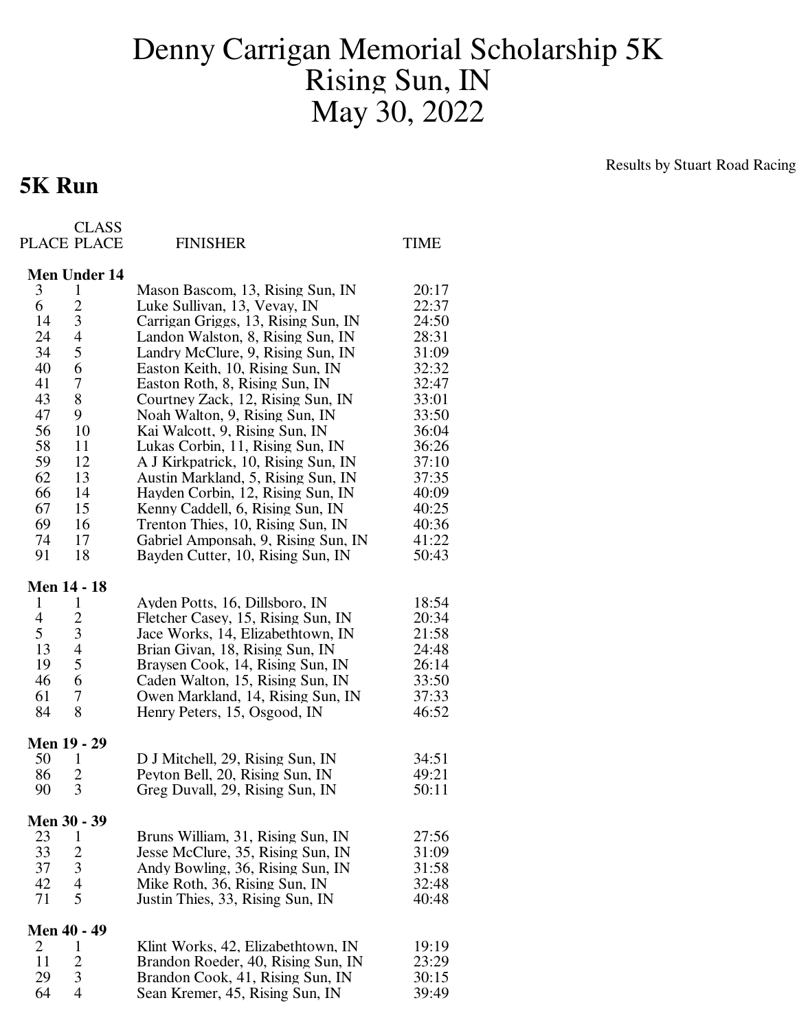# Denny Carrigan Memorial Scholarship 5K
# Rising Sun, IN
# May 30, 2022

Results by Stuart Road Racing

## 5K Run

| PLACE | CLASS PLACE | FINISHER | TIME |
|---|---|---|---|
| **Men Under 14** | | | |
| 3 | 1 | Mason Bascom, 13, Rising Sun, IN | 20:17 |
| 6 | 2 | Luke Sullivan, 13, Vevay, IN | 22:37 |
| 14 | 3 | Carrigan Griggs, 13, Rising Sun, IN | 24:50 |
| 24 | 4 | Landon Walston, 8, Rising Sun, IN | 28:31 |
| 34 | 5 | Landry McClure, 9, Rising Sun, IN | 31:09 |
| 40 | 6 | Easton Keith, 10, Rising Sun, IN | 32:32 |
| 41 | 7 | Easton Roth, 8, Rising Sun, IN | 32:47 |
| 43 | 8 | Courtney Zack, 12, Rising Sun, IN | 33:01 |
| 47 | 9 | Noah Walton, 9, Rising Sun, IN | 33:50 |
| 56 | 10 | Kai Walcott, 9, Rising Sun, IN | 36:04 |
| 58 | 11 | Lukas Corbin, 11, Rising Sun, IN | 36:26 |
| 59 | 12 | A J Kirkpatrick, 10, Rising Sun, IN | 37:10 |
| 62 | 13 | Austin Markland, 5, Rising Sun, IN | 37:35 |
| 66 | 14 | Hayden Corbin, 12, Rising Sun, IN | 40:09 |
| 67 | 15 | Kenny Caddell, 6, Rising Sun, IN | 40:25 |
| 69 | 16 | Trenton Thies, 10, Rising Sun, IN | 40:36 |
| 74 | 17 | Gabriel Amponsah, 9, Rising Sun, IN | 41:22 |
| 91 | 18 | Bayden Cutter, 10, Rising Sun, IN | 50:43 |
| **Men 14 - 18** | | | |
| 1 | 1 | Ayden Potts, 16, Dillsboro, IN | 18:54 |
| 4 | 2 | Fletcher Casey, 15, Rising Sun, IN | 20:34 |
| 5 | 3 | Jace Works, 14, Elizabethtown, IN | 21:58 |
| 13 | 4 | Brian Givan, 18, Rising Sun, IN | 24:48 |
| 19 | 5 | Braysen Cook, 14, Rising Sun, IN | 26:14 |
| 46 | 6 | Caden Walton, 15, Rising Sun, IN | 33:50 |
| 61 | 7 | Owen Markland, 14, Rising Sun, IN | 37:33 |
| 84 | 8 | Henry Peters, 15, Osgood, IN | 46:52 |
| **Men 19 - 29** | | | |
| 50 | 1 | D J Mitchell, 29, Rising Sun, IN | 34:51 |
| 86 | 2 | Peyton Bell, 20, Rising Sun, IN | 49:21 |
| 90 | 3 | Greg Duvall, 29, Rising Sun, IN | 50:11 |
| **Men 30 - 39** | | | |
| 23 | 1 | Bruns William, 31, Rising Sun, IN | 27:56 |
| 33 | 2 | Jesse McClure, 35, Rising Sun, IN | 31:09 |
| 37 | 3 | Andy Bowling, 36, Rising Sun, IN | 31:58 |
| 42 | 4 | Mike Roth, 36, Rising Sun, IN | 32:48 |
| 71 | 5 | Justin Thies, 33, Rising Sun, IN | 40:48 |
| **Men 40 - 49** | | | |
| 2 | 1 | Klint Works, 42, Elizabethtown, IN | 19:19 |
| 11 | 2 | Brandon Roeder, 40, Rising Sun, IN | 23:29 |
| 29 | 3 | Brandon Cook, 41, Rising Sun, IN | 30:15 |
| 64 | 4 | Sean Kremer, 45, Rising Sun, IN | 39:49 |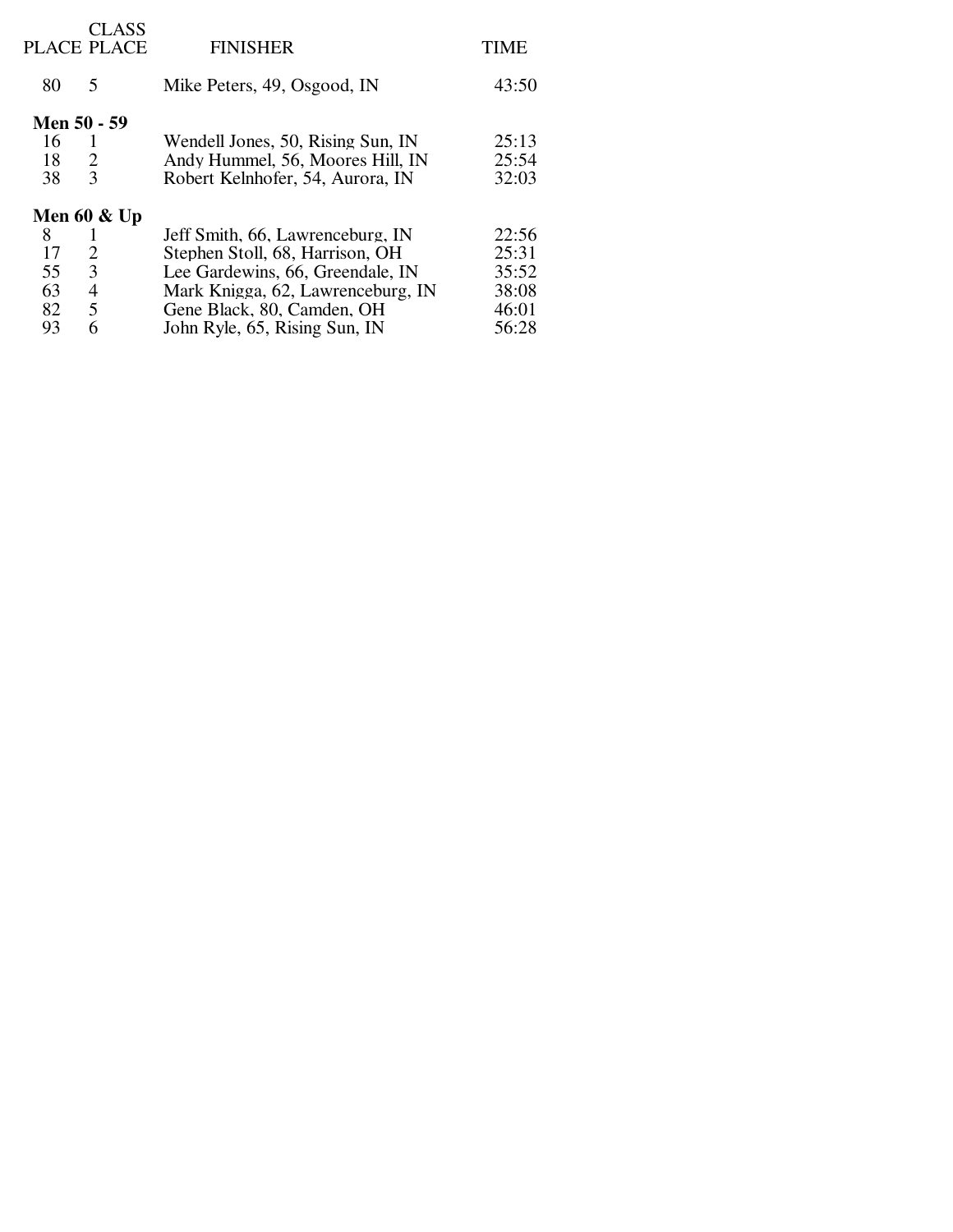| PLACE | CLASS PLACE | FINISHER | TIME |
|---|---|---|---|
| 80 | 5 | Mike Peters, 49, Osgood, IN | 43:50 |
| **Men 50 - 59** | | | |
| 16 | 1 | Wendell Jones, 50, Rising Sun, IN | 25:13 |
| 18 | 2 | Andy Hummel, 56, Moores Hill, IN | 25:54 |
| 38 | 3 | Robert Kelnhofer, 54, Aurora, IN | 32:03 |
| **Men 60 & Up** | | | |
| 8 | 1 | Jeff Smith, 66, Lawrenceburg, IN | 22:56 |
| 17 | 2 | Stephen Stoll, 68, Harrison, OH | 25:31 |
| 55 | 3 | Lee Gardewins, 66, Greendale, IN | 35:52 |
| 63 | 4 | Mark Knigga, 62, Lawrenceburg, IN | 38:08 |
| 82 | 5 | Gene Black, 80, Camden, OH | 46:01 |
| 93 | 6 | John Ryle, 65, Rising Sun, IN | 56:28 |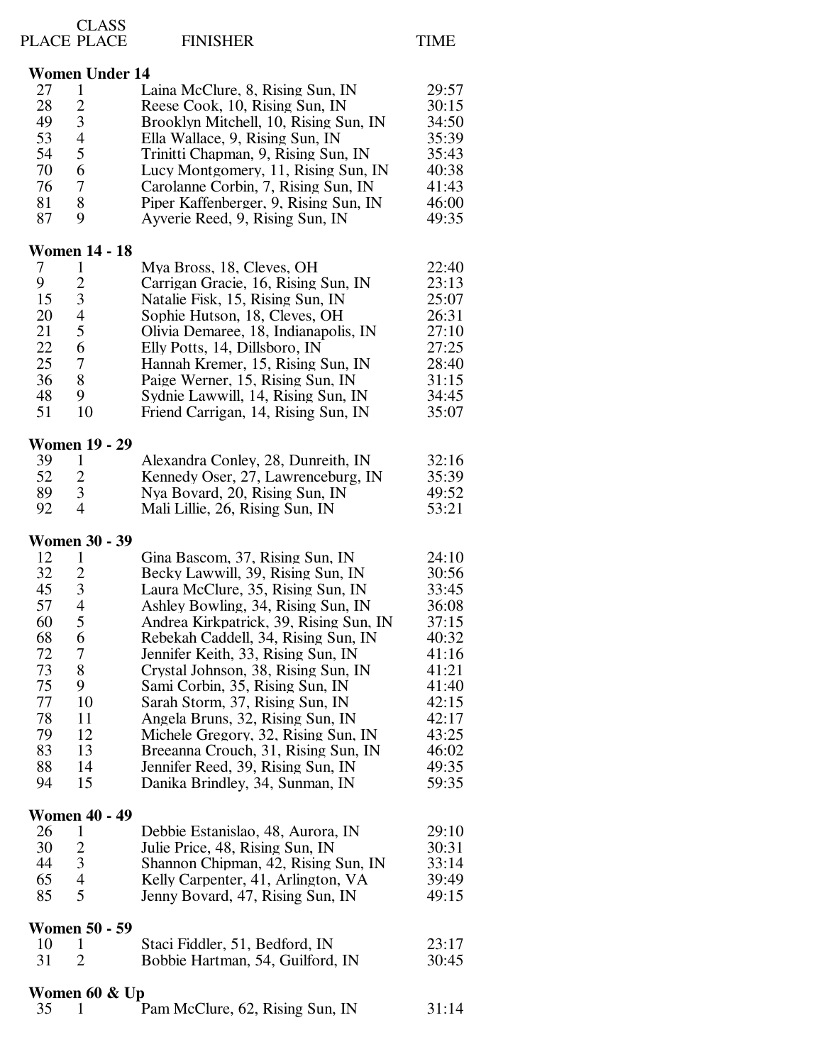| PLACE | CLASS PLACE | FINISHER | TIME |
|---|---|---|---|
| **Women Under 14** | | | |
| 27 | 1 | Laina McClure, 8, Rising Sun, IN | 29:57 |
| 28 | 2 | Reese Cook, 10, Rising Sun, IN | 30:15 |
| 49 | 3 | Brooklyn Mitchell, 10, Rising Sun, IN | 34:50 |
| 53 | 4 | Ella Wallace, 9, Rising Sun, IN | 35:39 |
| 54 | 5 | Trinitti Chapman, 9, Rising Sun, IN | 35:43 |
| 70 | 6 | Lucy Montgomery, 11, Rising Sun, IN | 40:38 |
| 76 | 7 | Carolanne Corbin, 7, Rising Sun, IN | 41:43 |
| 81 | 8 | Piper Kaffenberger, 9, Rising Sun, IN | 46:00 |
| 87 | 9 | Ayverie Reed, 9, Rising Sun, IN | 49:35 |
| **Women 14 - 18** | | | |
| 7 | 1 | Mya Bross, 18, Cleves, OH | 22:40 |
| 9 | 2 | Carrigan Gracie, 16, Rising Sun, IN | 23:13 |
| 15 | 3 | Natalie Fisk, 15, Rising Sun, IN | 25:07 |
| 20 | 4 | Sophie Hutson, 18, Cleves, OH | 26:31 |
| 21 | 5 | Olivia Demaree, 18, Indianapolis, IN | 27:10 |
| 22 | 6 | Elly Potts, 14, Dillsboro, IN | 27:25 |
| 25 | 7 | Hannah Kremer, 15, Rising Sun, IN | 28:40 |
| 36 | 8 | Paige Werner, 15, Rising Sun, IN | 31:15 |
| 48 | 9 | Sydnie Lawwill, 14, Rising Sun, IN | 34:45 |
| 51 | 10 | Friend Carrigan, 14, Rising Sun, IN | 35:07 |
| **Women 19 - 29** | | | |
| 39 | 1 | Alexandra Conley, 28, Dunreith, IN | 32:16 |
| 52 | 2 | Kennedy Oser, 27, Lawrenceburg, IN | 35:39 |
| 89 | 3 | Nya Bovard, 20, Rising Sun, IN | 49:52 |
| 92 | 4 | Mali Lillie, 26, Rising Sun, IN | 53:21 |
| **Women 30 - 39** | | | |
| 12 | 1 | Gina Bascom, 37, Rising Sun, IN | 24:10 |
| 32 | 2 | Becky Lawwill, 39, Rising Sun, IN | 30:56 |
| 45 | 3 | Laura McClure, 35, Rising Sun, IN | 33:45 |
| 57 | 4 | Ashley Bowling, 34, Rising Sun, IN | 36:08 |
| 60 | 5 | Andrea Kirkpatrick, 39, Rising Sun, IN | 37:15 |
| 68 | 6 | Rebekah Caddell, 34, Rising Sun, IN | 40:32 |
| 72 | 7 | Jennifer Keith, 33, Rising Sun, IN | 41:16 |
| 73 | 8 | Crystal Johnson, 38, Rising Sun, IN | 41:21 |
| 75 | 9 | Sami Corbin, 35, Rising Sun, IN | 41:40 |
| 77 | 10 | Sarah Storm, 37, Rising Sun, IN | 42:15 |
| 78 | 11 | Angela Bruns, 32, Rising Sun, IN | 42:17 |
| 79 | 12 | Michele Gregory, 32, Rising Sun, IN | 43:25 |
| 83 | 13 | Breeanna Crouch, 31, Rising Sun, IN | 46:02 |
| 88 | 14 | Jennifer Reed, 39, Rising Sun, IN | 49:35 |
| 94 | 15 | Danika Brindley, 34, Sunman, IN | 59:35 |
| **Women 40 - 49** | | | |
| 26 | 1 | Debbie Estanislao, 48, Aurora, IN | 29:10 |
| 30 | 2 | Julie Price, 48, Rising Sun, IN | 30:31 |
| 44 | 3 | Shannon Chipman, 42, Rising Sun, IN | 33:14 |
| 65 | 4 | Kelly Carpenter, 41, Arlington, VA | 39:49 |
| 85 | 5 | Jenny Bovard, 47, Rising Sun, IN | 49:15 |
| **Women 50 - 59** | | | |
| 10 | 1 | Staci Fiddler, 51, Bedford, IN | 23:17 |
| 31 | 2 | Bobbie Hartman, 54, Guilford, IN | 30:45 |
| **Women 60 & Up** | | | |
| 35 | 1 | Pam McClure, 62, Rising Sun, IN | 31:14 |